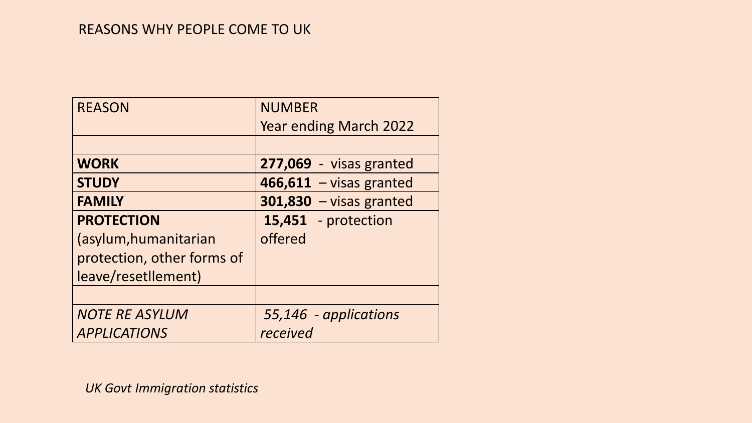# REASONS WHY PEOPLE COME TO UK

| REASON | NUMBER Year ending March 2022 |
| --- | --- |
| | |
| **WORK** | **277,069** - visas granted |
| **STUDY** | **466,611** – visas granted |
| **FAMILY** | **301,830** – visas granted |
| **PROTECTION** (asylum,humanitarian protection, other forms of leave/resetllement) | **15,451** - protection offered |
| | |
| *NOTE RE ASYLUM APPLICATIONS* | *55,146 - applications received* |

*UK Govt Immigration statistics*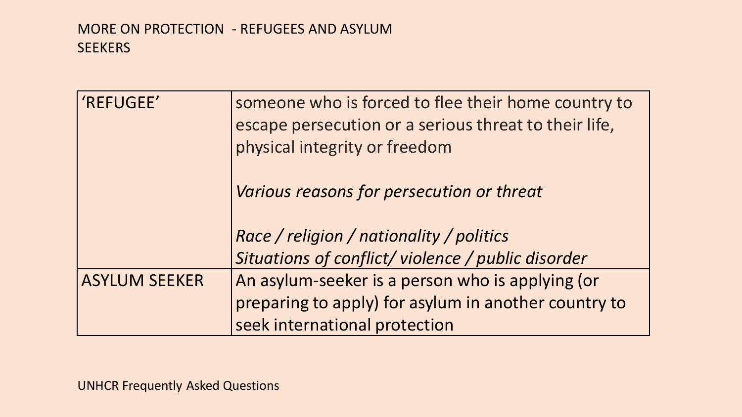## MORE ON PROTECTION - REFUGEES AND ASYLUM SEEKERS

| | |
|---|---|
| 'REFUGEE' | someone who is forced to flee their home country to escape persecution or a serious threat to their life, physical integrity or freedom<br><br>*Various reasons for persecution or threat*<br><br>*Race / religion / nationality / politics*<br>*Situations of conflict/ violence / public disorder* |
| ASYLUM SEEKER | An asylum-seeker is a person who is applying (or preparing to apply) for asylum in another country to seek international protection |

UNHCR Frequently Asked Questions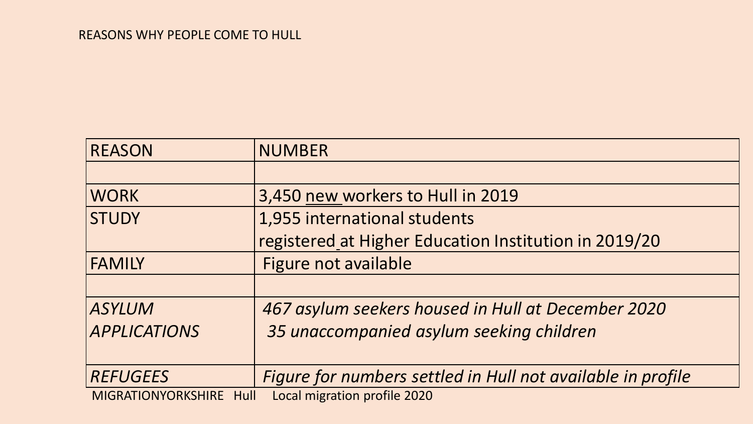REASONS WHY PEOPLE COME TO HULL

| REASON | NUMBER |
|---|---|
| | |
| WORK | 3,450 new workers to Hull in 2019 |
| STUDY | 1,955 international students registered at Higher Education Institution in 2019/20 |
| FAMILY | Figure not available |
| | |
| *ASYLUM APPLICATIONS* | *467 asylum seekers housed in Hull at December 2020*<br>*35 unaccompanied asylum seeking children* |
| *REFUGEES* | *Figure for numbers settled in Hull not available in profile* |

MIGRATIONYORKSHIRE Hull Local migration profile 2020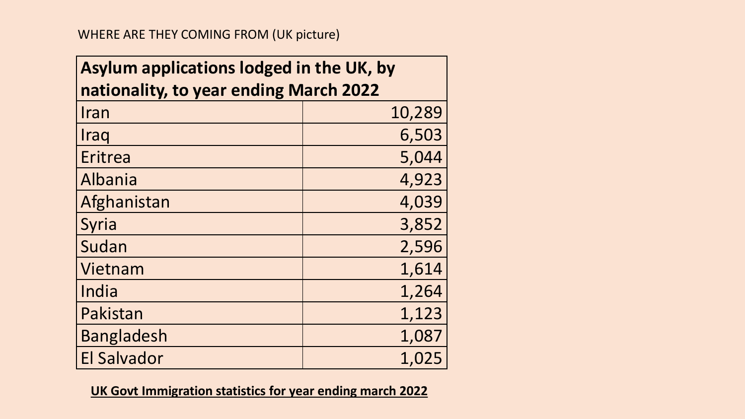WHERE ARE THEY COMING FROM (UK picture)

| Asylum applications lodged in the UK, by nationality, to year ending March 2022 | |
|---|---|
| Iran | 10,289 |
| Iraq | 6,503 |
| Eritrea | 5,044 |
| Albania | 4,923 |
| Afghanistan | 4,039 |
| Syria | 3,852 |
| Sudan | 2,596 |
| Vietnam | 1,614 |
| India | 1,264 |
| Pakistan | 1,123 |
| Bangladesh | 1,087 |
| El Salvador | 1,025 |

**UK Govt Immigration statistics for year ending march 2022**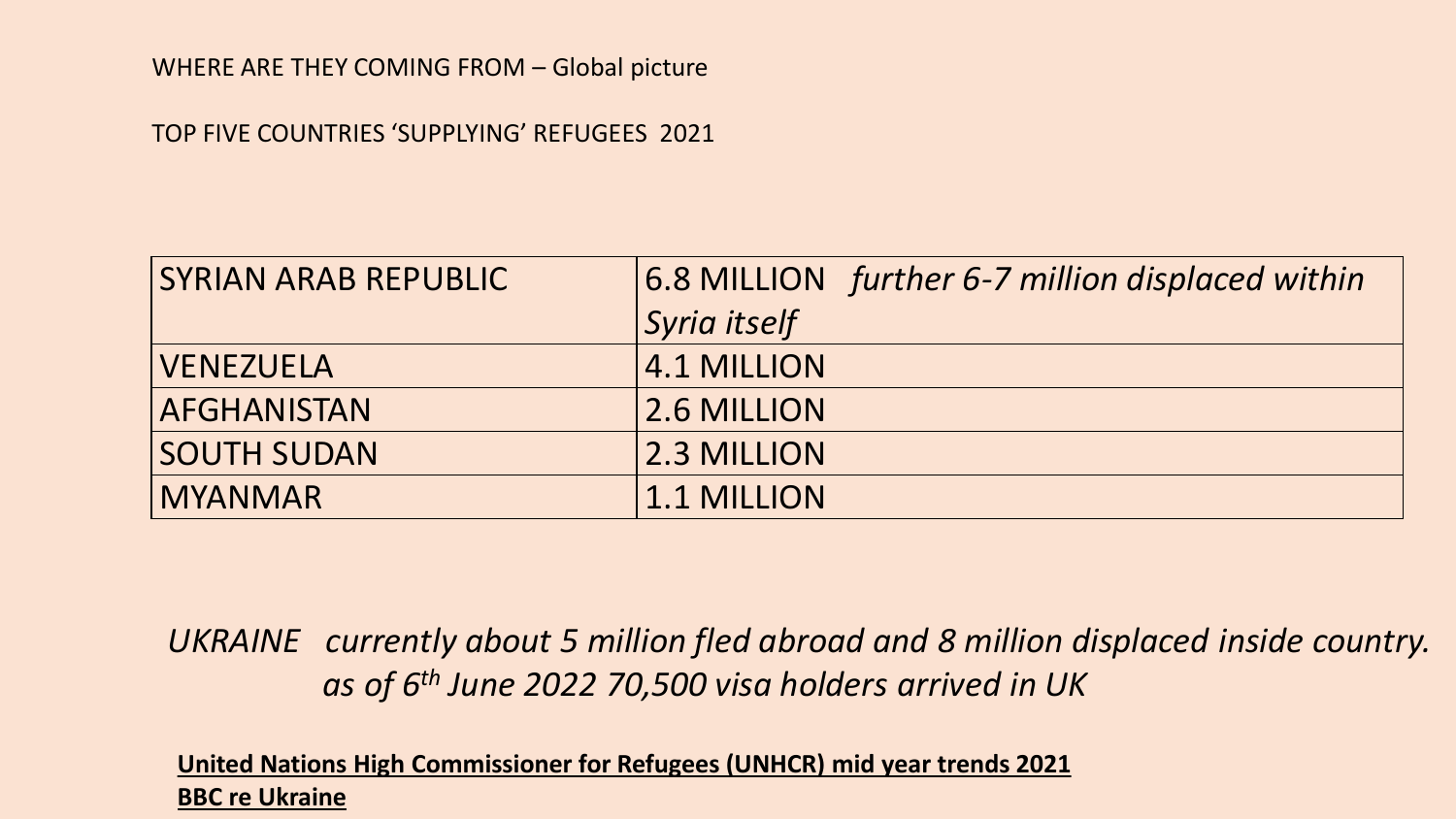WHERE ARE THEY COMING FROM – Global picture

TOP FIVE COUNTRIES 'SUPPLYING' REFUGEES 2021

| | |
|---|---|
| SYRIAN ARAB REPUBLIC | 6.8 MILLION *further 6-7 million displaced within Syria itself* |
| VENEZUELA | 4.1 MILLION |
| AFGHANISTAN | 2.6 MILLION |
| SOUTH SUDAN | 2.3 MILLION |
| MYANMAR | 1.1 MILLION |

*UKRAINE currently about 5 million fled abroad and 8 million displaced inside country. as of 6th June 2022 70,500 visa holders arrived in UK*

**United Nations High Commissioner for Refugees (UNHCR) mid year trends 2021**

**BBC re Ukraine**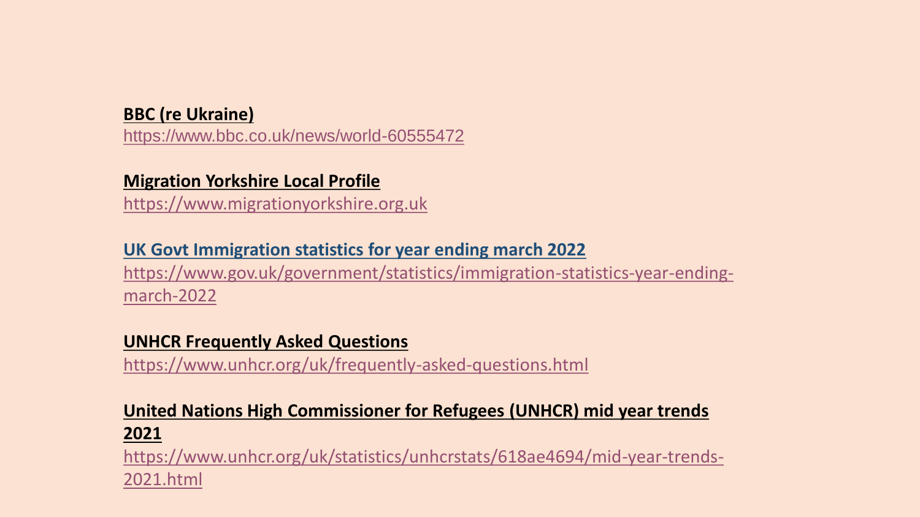**BBC (re Ukraine)**
https://www.bbc.co.uk/news/world-60555472

**Migration Yorkshire Local Profile**
https://www.migrationyorkshire.org.uk

**UK Govt Immigration statistics for year ending march 2022**
https://www.gov.uk/government/statistics/immigration-statistics-year-ending-march-2022

**UNHCR Frequently Asked Questions**
https://www.unhcr.org/uk/frequently-asked-questions.html

**United Nations High Commissioner for Refugees (UNHCR) mid year trends 2021**
https://www.unhcr.org/uk/statistics/unhcrstats/618ae4694/mid-year-trends-2021.html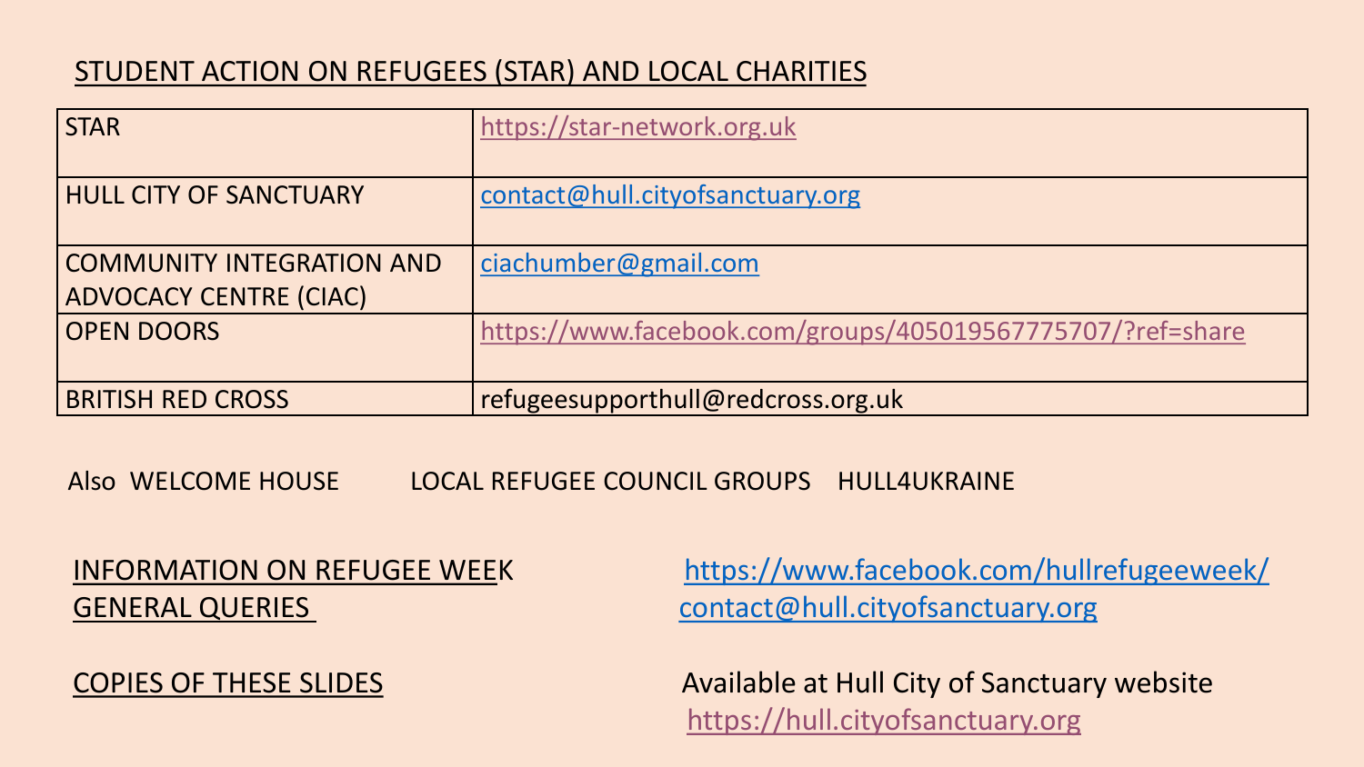## STUDENT ACTION ON REFUGEES (STAR) AND LOCAL CHARITIES

| | |
|---|---|
| STAR | https://star-network.org.uk |
| HULL CITY OF SANCTUARY | contact@hull.cityofsanctuary.org |
| COMMUNITY INTEGRATION AND ADVOCACY CENTRE (CIAC) | ciachumber@gmail.com |
| OPEN DOORS | https://www.facebook.com/groups/405019567775707/?ref=share |
| BRITISH RED CROSS | refugeesupporthull@redcross.org.uk |

Also WELCOME HOUSE LOCAL REFUGEE COUNCIL GROUPS HULL4UKRAINE

INFORMATION ON REFUGEE WEEK https://www.facebook.com/hullrefugeeweek/

GENERAL QUERIES contact@hull.cityofsanctuary.org

COPIES OF THESE SLIDES Available at Hull City of Sanctuary website https://hull.cityofsanctuary.org